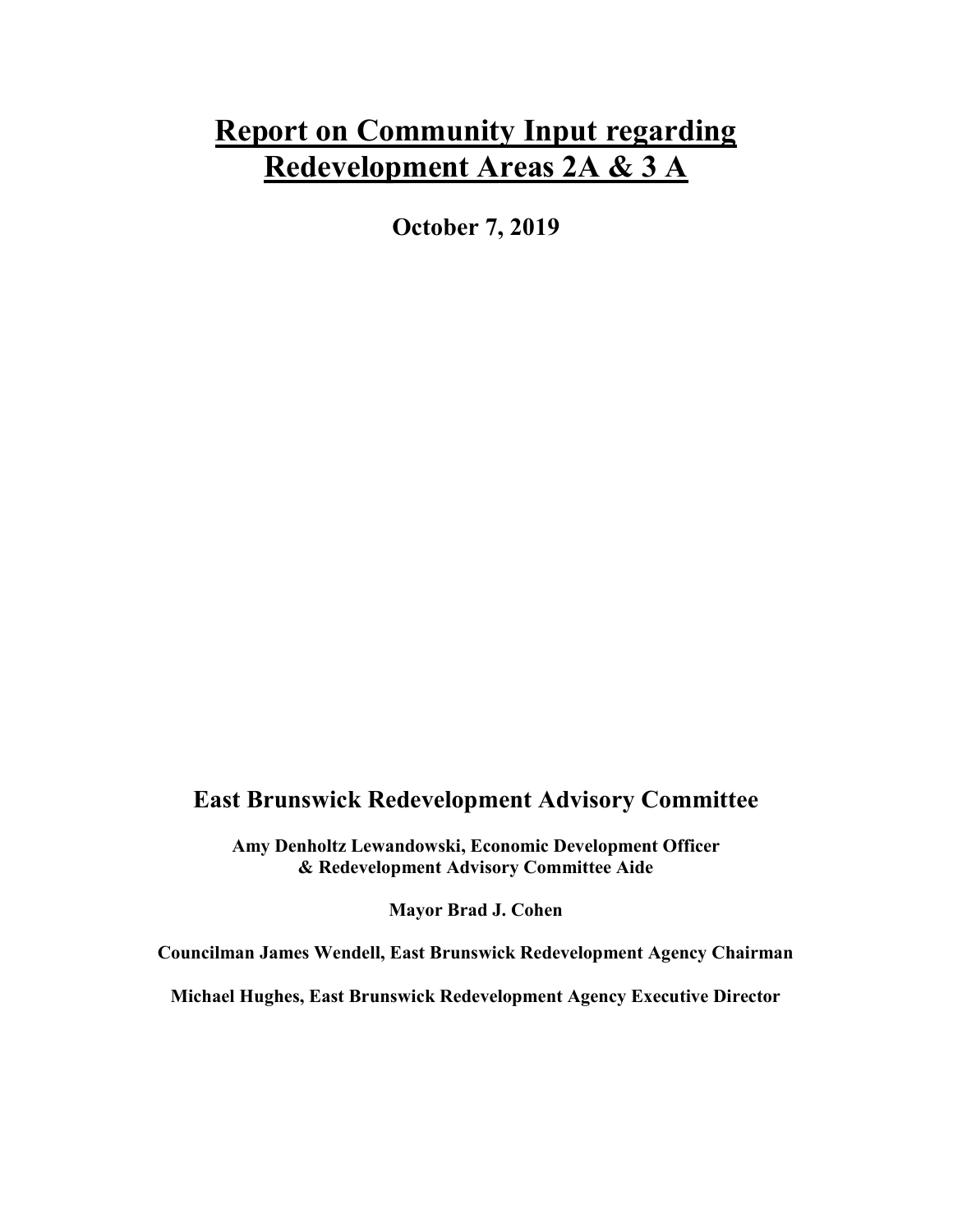# Report on Community Input regarding Redevelopment Areas 2A & 3 A

**October 7, 2019**

## East Brunswick Redevelopment Advisory Committee

**Amy Denholtz Lewandowski, Economic Development Officer & Redevelopment Advisory Committee Aide**

**Mayor Brad J. Cohen**

**Councilman James Wendell, East Brunswick Redevelopment Agency Chairman**

**Michael Hughes, East Brunswick Redevelopment Agency Executive Director**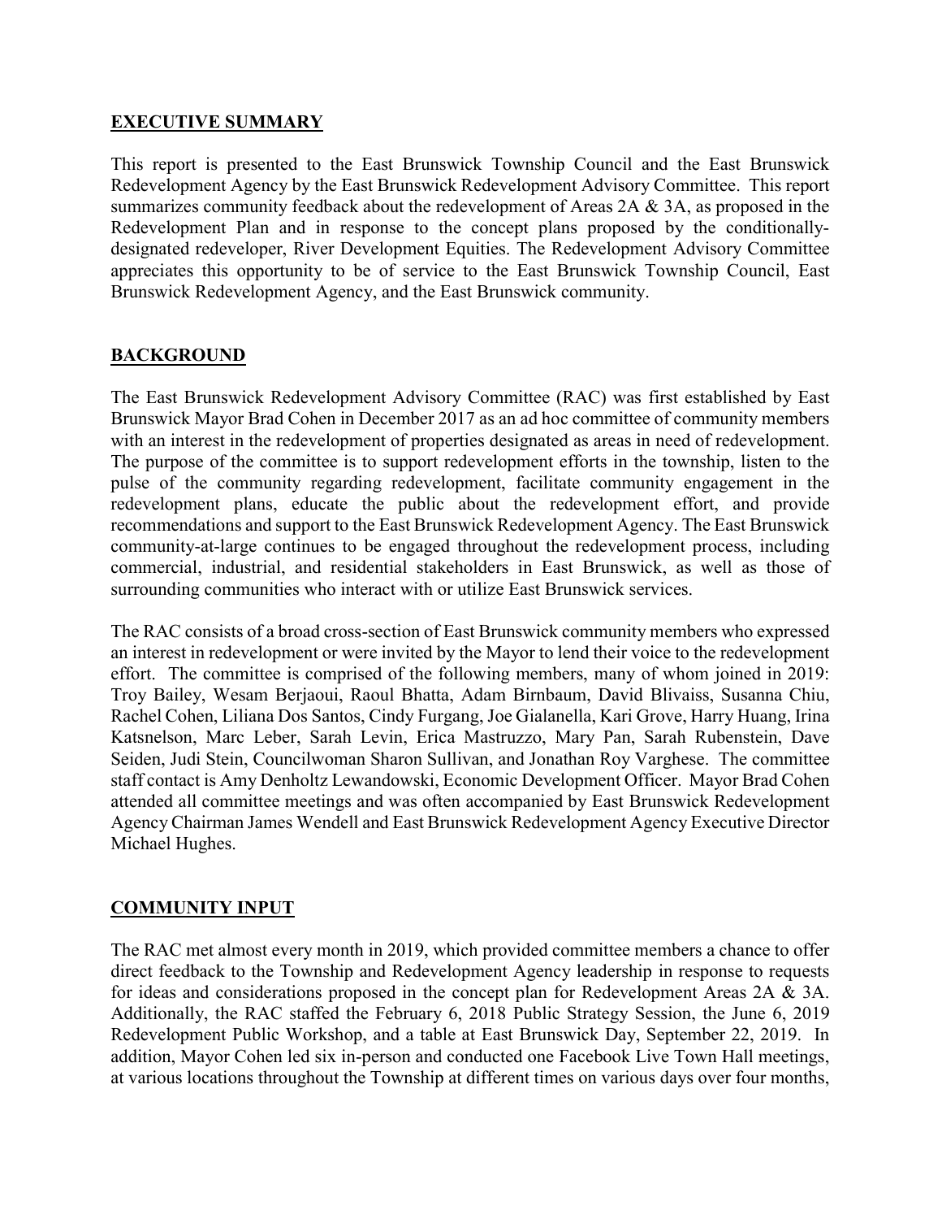## EXECUTIVE SUMMARY

This report is presented to the East Brunswick Township Council and the East Brunswick Redevelopment Agency by the East Brunswick Redevelopment Advisory Committee. This report summarizes community feedback about the redevelopment of Areas 2A & 3A, as proposed in the Redevelopment Plan and in response to the concept plans proposed by the conditionally-designated redeveloper, River Development Equities. The Redevelopment Advisory Committee appreciates this opportunity to be of service to the East Brunswick Township Council, East Brunswick Redevelopment Agency, and the East Brunswick community.

## BACKGROUND

The East Brunswick Redevelopment Advisory Committee (RAC) was first established by East Brunswick Mayor Brad Cohen in December 2017 as an ad hoc committee of community members with an interest in the redevelopment of properties designated as areas in need of redevelopment. The purpose of the committee is to support redevelopment efforts in the township, listen to the pulse of the community regarding redevelopment, facilitate community engagement in the redevelopment plans, educate the public about the redevelopment effort, and provide recommendations and support to the East Brunswick Redevelopment Agency. The East Brunswick community-at-large continues to be engaged throughout the redevelopment process, including commercial, industrial, and residential stakeholders in East Brunswick, as well as those of surrounding communities who interact with or utilize East Brunswick services.

The RAC consists of a broad cross-section of East Brunswick community members who expressed an interest in redevelopment or were invited by the Mayor to lend their voice to the redevelopment effort. The committee is comprised of the following members, many of whom joined in 2019: Troy Bailey, Wesam Berjaoui, Raoul Bhatta, Adam Birnbaum, David Blivaiss, Susanna Chiu, Rachel Cohen, Liliana Dos Santos, Cindy Furgang, Joe Gialanella, Kari Grove, Harry Huang, Irina Katsnelson, Marc Leber, Sarah Levin, Erica Mastruzzo, Mary Pan, Sarah Rubenstein, Dave Seiden, Judi Stein, Councilwoman Sharon Sullivan, and Jonathan Roy Varghese. The committee staff contact is Amy Denholtz Lewandowski, Economic Development Officer. Mayor Brad Cohen attended all committee meetings and was often accompanied by East Brunswick Redevelopment Agency Chairman James Wendell and East Brunswick Redevelopment Agency Executive Director Michael Hughes.

## COMMUNITY INPUT

The RAC met almost every month in 2019, which provided committee members a chance to offer direct feedback to the Township and Redevelopment Agency leadership in response to requests for ideas and considerations proposed in the concept plan for Redevelopment Areas 2A & 3A. Additionally, the RAC staffed the February 6, 2018 Public Strategy Session, the June 6, 2019 Redevelopment Public Workshop, and a table at East Brunswick Day, September 22, 2019. In addition, Mayor Cohen led six in-person and conducted one Facebook Live Town Hall meetings, at various locations throughout the Township at different times on various days over four months,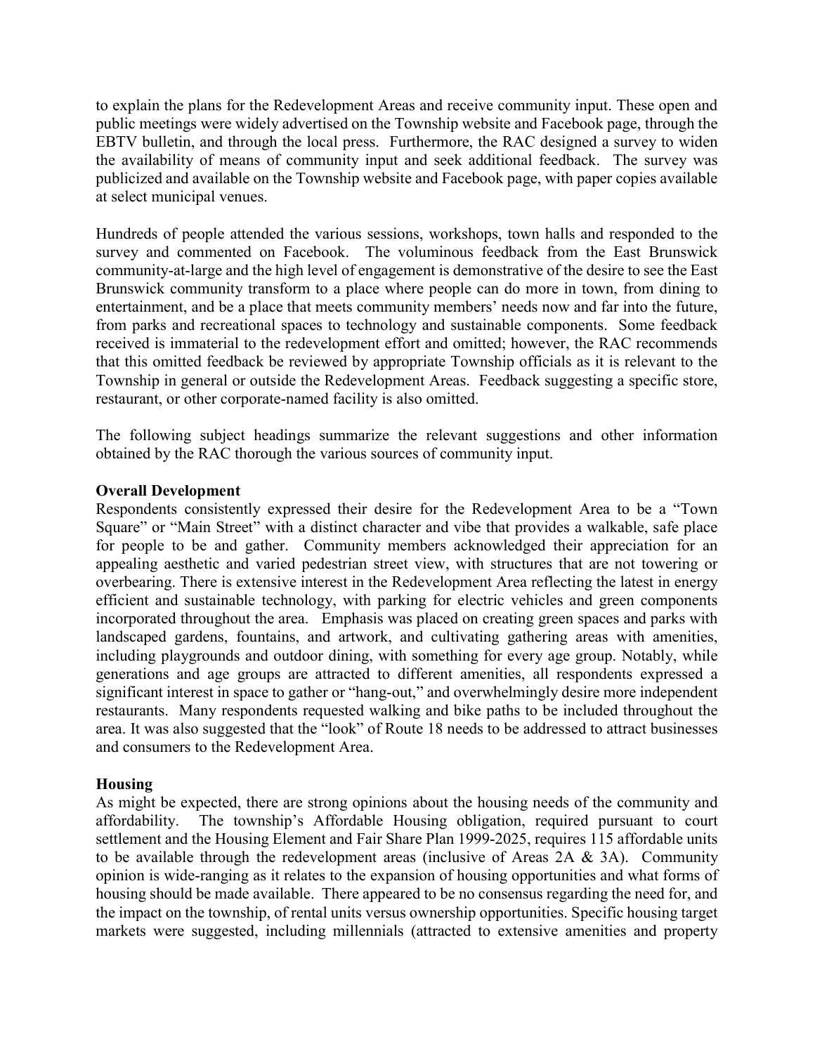to explain the plans for the Redevelopment Areas and receive community input. These open and public meetings were widely advertised on the Township website and Facebook page, through the EBTV bulletin, and through the local press. Furthermore, the RAC designed a survey to widen the availability of means of community input and seek additional feedback. The survey was publicized and available on the Township website and Facebook page, with paper copies available at select municipal venues.

Hundreds of people attended the various sessions, workshops, town halls and responded to the survey and commented on Facebook. The voluminous feedback from the East Brunswick community-at-large and the high level of engagement is demonstrative of the desire to see the East Brunswick community transform to a place where people can do more in town, from dining to entertainment, and be a place that meets community members' needs now and far into the future, from parks and recreational spaces to technology and sustainable components. Some feedback received is immaterial to the redevelopment effort and omitted; however, the RAC recommends that this omitted feedback be reviewed by appropriate Township officials as it is relevant to the Township in general or outside the Redevelopment Areas. Feedback suggesting a specific store, restaurant, or other corporate-named facility is also omitted.

The following subject headings summarize the relevant suggestions and other information obtained by the RAC thorough the various sources of community input.

**Overall Development**

Respondents consistently expressed their desire for the Redevelopment Area to be a "Town Square" or "Main Street" with a distinct character and vibe that provides a walkable, safe place for people to be and gather. Community members acknowledged their appreciation for an appealing aesthetic and varied pedestrian street view, with structures that are not towering or overbearing. There is extensive interest in the Redevelopment Area reflecting the latest in energy efficient and sustainable technology, with parking for electric vehicles and green components incorporated throughout the area. Emphasis was placed on creating green spaces and parks with landscaped gardens, fountains, and artwork, and cultivating gathering areas with amenities, including playgrounds and outdoor dining, with something for every age group. Notably, while generations and age groups are attracted to different amenities, all respondents expressed a significant interest in space to gather or "hang-out," and overwhelmingly desire more independent restaurants. Many respondents requested walking and bike paths to be included throughout the area. It was also suggested that the "look" of Route 18 needs to be addressed to attract businesses and consumers to the Redevelopment Area.

**Housing**

As might be expected, there are strong opinions about the housing needs of the community and affordability. The township's Affordable Housing obligation, required pursuant to court settlement and the Housing Element and Fair Share Plan 1999-2025, requires 115 affordable units to be available through the redevelopment areas (inclusive of Areas 2A & 3A). Community opinion is wide-ranging as it relates to the expansion of housing opportunities and what forms of housing should be made available. There appeared to be no consensus regarding the need for, and the impact on the township, of rental units versus ownership opportunities. Specific housing target markets were suggested, including millennials (attracted to extensive amenities and property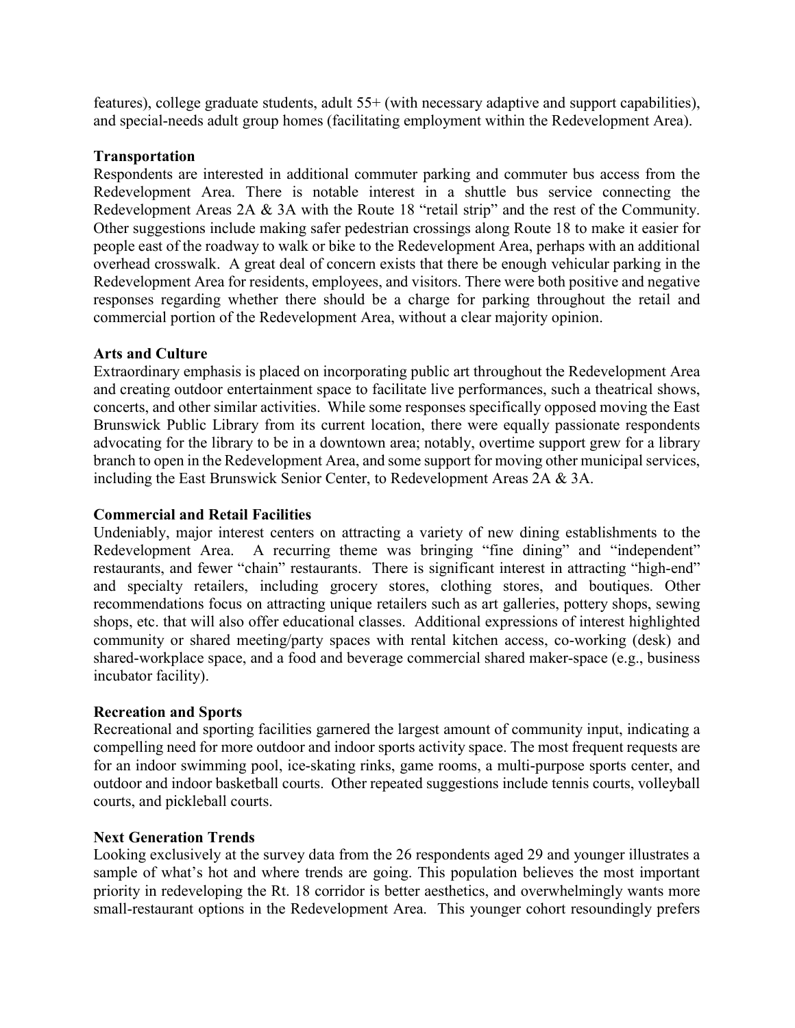features), college graduate students, adult 55+ (with necessary adaptive and support capabilities), and special-needs adult group homes (facilitating employment within the Redevelopment Area).

**Transportation**

Respondents are interested in additional commuter parking and commuter bus access from the Redevelopment Area. There is notable interest in a shuttle bus service connecting the Redevelopment Areas 2A & 3A with the Route 18 "retail strip" and the rest of the Community. Other suggestions include making safer pedestrian crossings along Route 18 to make it easier for people east of the roadway to walk or bike to the Redevelopment Area, perhaps with an additional overhead crosswalk. A great deal of concern exists that there be enough vehicular parking in the Redevelopment Area for residents, employees, and visitors. There were both positive and negative responses regarding whether there should be a charge for parking throughout the retail and commercial portion of the Redevelopment Area, without a clear majority opinion.

**Arts and Culture**

Extraordinary emphasis is placed on incorporating public art throughout the Redevelopment Area and creating outdoor entertainment space to facilitate live performances, such a theatrical shows, concerts, and other similar activities. While some responses specifically opposed moving the East Brunswick Public Library from its current location, there were equally passionate respondents advocating for the library to be in a downtown area; notably, overtime support grew for a library branch to open in the Redevelopment Area, and some support for moving other municipal services, including the East Brunswick Senior Center, to Redevelopment Areas 2A & 3A.

**Commercial and Retail Facilities**

Undeniably, major interest centers on attracting a variety of new dining establishments to the Redevelopment Area. A recurring theme was bringing "fine dining" and "independent" restaurants, and fewer "chain" restaurants. There is significant interest in attracting "high-end" and specialty retailers, including grocery stores, clothing stores, and boutiques. Other recommendations focus on attracting unique retailers such as art galleries, pottery shops, sewing shops, etc. that will also offer educational classes. Additional expressions of interest highlighted community or shared meeting/party spaces with rental kitchen access, co-working (desk) and shared-workplace space, and a food and beverage commercial shared maker-space (e.g., business incubator facility).

**Recreation and Sports**

Recreational and sporting facilities garnered the largest amount of community input, indicating a compelling need for more outdoor and indoor sports activity space. The most frequent requests are for an indoor swimming pool, ice-skating rinks, game rooms, a multi-purpose sports center, and outdoor and indoor basketball courts. Other repeated suggestions include tennis courts, volleyball courts, and pickleball courts.

**Next Generation Trends**

Looking exclusively at the survey data from the 26 respondents aged 29 and younger illustrates a sample of what's hot and where trends are going. This population believes the most important priority in redeveloping the Rt. 18 corridor is better aesthetics, and overwhelmingly wants more small-restaurant options in the Redevelopment Area. This younger cohort resoundingly prefers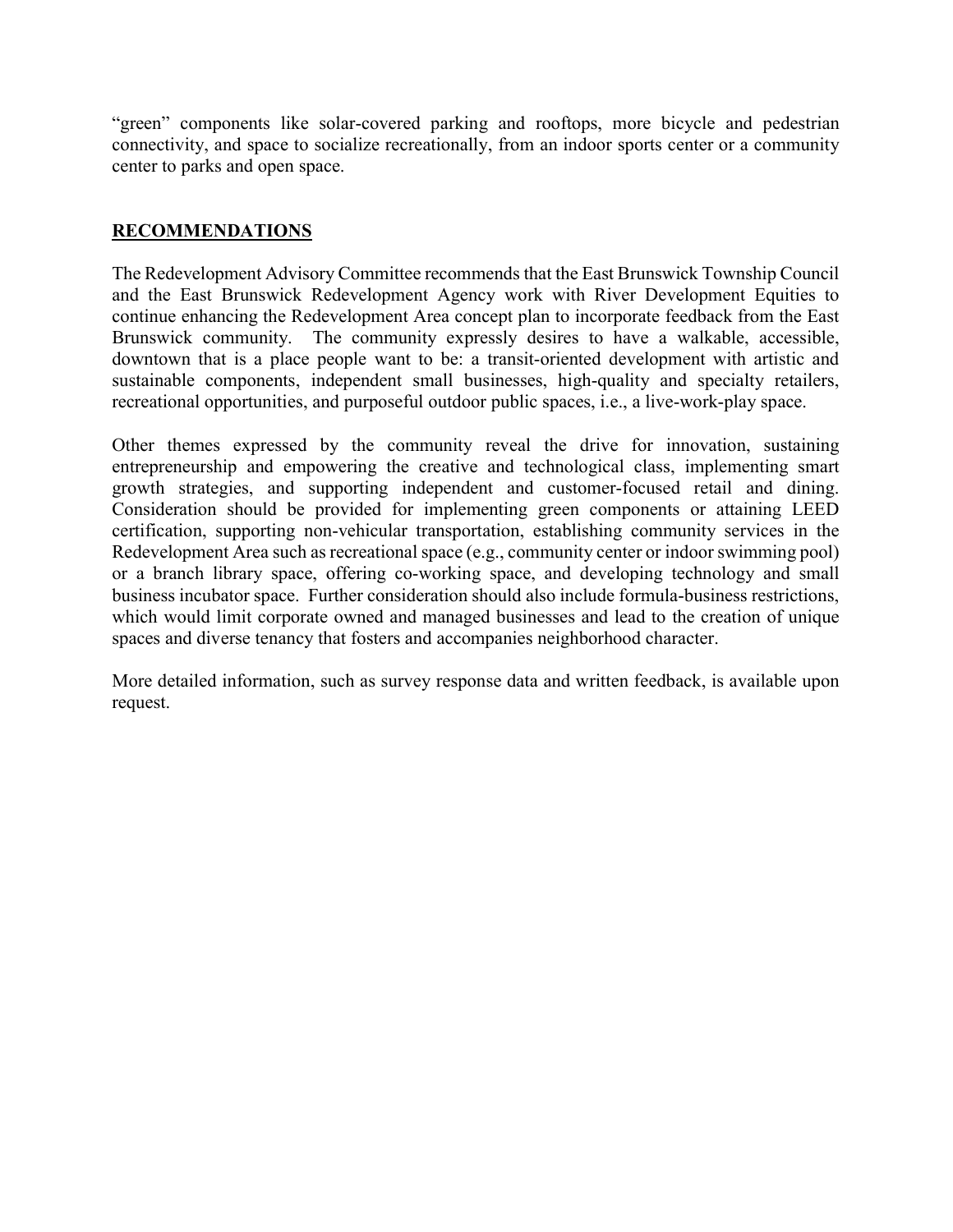"green" components like solar-covered parking and rooftops, more bicycle and pedestrian connectivity, and space to socialize recreationally, from an indoor sports center or a community center to parks and open space.

## RECOMMENDATIONS

The Redevelopment Advisory Committee recommends that the East Brunswick Township Council and the East Brunswick Redevelopment Agency work with River Development Equities to continue enhancing the Redevelopment Area concept plan to incorporate feedback from the East Brunswick community. The community expressly desires to have a walkable, accessible, downtown that is a place people want to be: a transit-oriented development with artistic and sustainable components, independent small businesses, high-quality and specialty retailers, recreational opportunities, and purposeful outdoor public spaces, i.e., a live-work-play space.

Other themes expressed by the community reveal the drive for innovation, sustaining entrepreneurship and empowering the creative and technological class, implementing smart growth strategies, and supporting independent and customer-focused retail and dining. Consideration should be provided for implementing green components or attaining LEED certification, supporting non-vehicular transportation, establishing community services in the Redevelopment Area such as recreational space (e.g., community center or indoor swimming pool) or a branch library space, offering co-working space, and developing technology and small business incubator space. Further consideration should also include formula-business restrictions, which would limit corporate owned and managed businesses and lead to the creation of unique spaces and diverse tenancy that fosters and accompanies neighborhood character.

More detailed information, such as survey response data and written feedback, is available upon request.